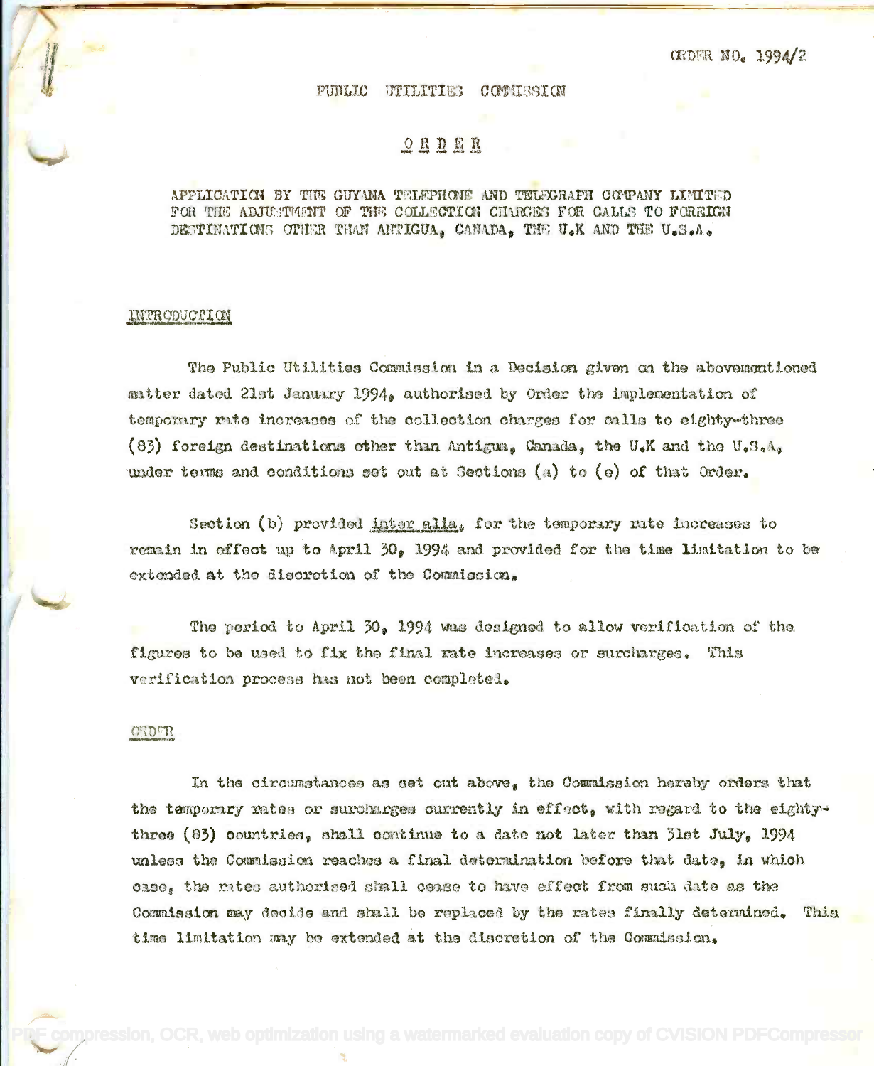ORDER NO. 1994/2

# PUBLIC UTILITIES COMMISSION

## ORDER

APPLICATION BY THE GUYANA TELEPHONE AND TELEGRAPH COMPANY LIMITED FOR THE ADJUSTMENT OF THE COLLECTION CHARGES FOR CALLS TO FOREIGN DESTINATIONS OTHER THAN ANTIGUA, CANADA, THE U.K AND THE U.S.A.

### INTRODUCTION

The Public Utilities Commission in a Decision given on the abovementioned matter dated 21st January 1994, authorised by Order the implementation of temporary rate increases of the collection charges for calls to eighty-three (83) foreign destinations other than Antigua, Canada, the U.K and the U.S.A, under terms and conditions set out at Sections (a) to (e) of that Order.

Section (b) provided *inter alia*, for the temporary rate increases to remain in effect up to April 30, 1994 and provided for the time limitation to be extended at the discretion of the Commission.

The period to April 30, 1994 was designed to allow verification of the figures to be used to fix the final rate increases or surcharges. This verification process has not been completed.

### ORDER

In the circumstances as set out above, the Commission hereby orders that the temporary rates or surcharges currently in effect, with regard to the eighty-three (83) countries, shall continue to a date not later than 31st July, 1994 unless the Commission reaches a final determination before that date, in which case, the rates authorised shall cease to have effect from such date as the Commission may decide and shall be replaced by the rates finally determined. This time limitation may be extended at the discretion of the Commission.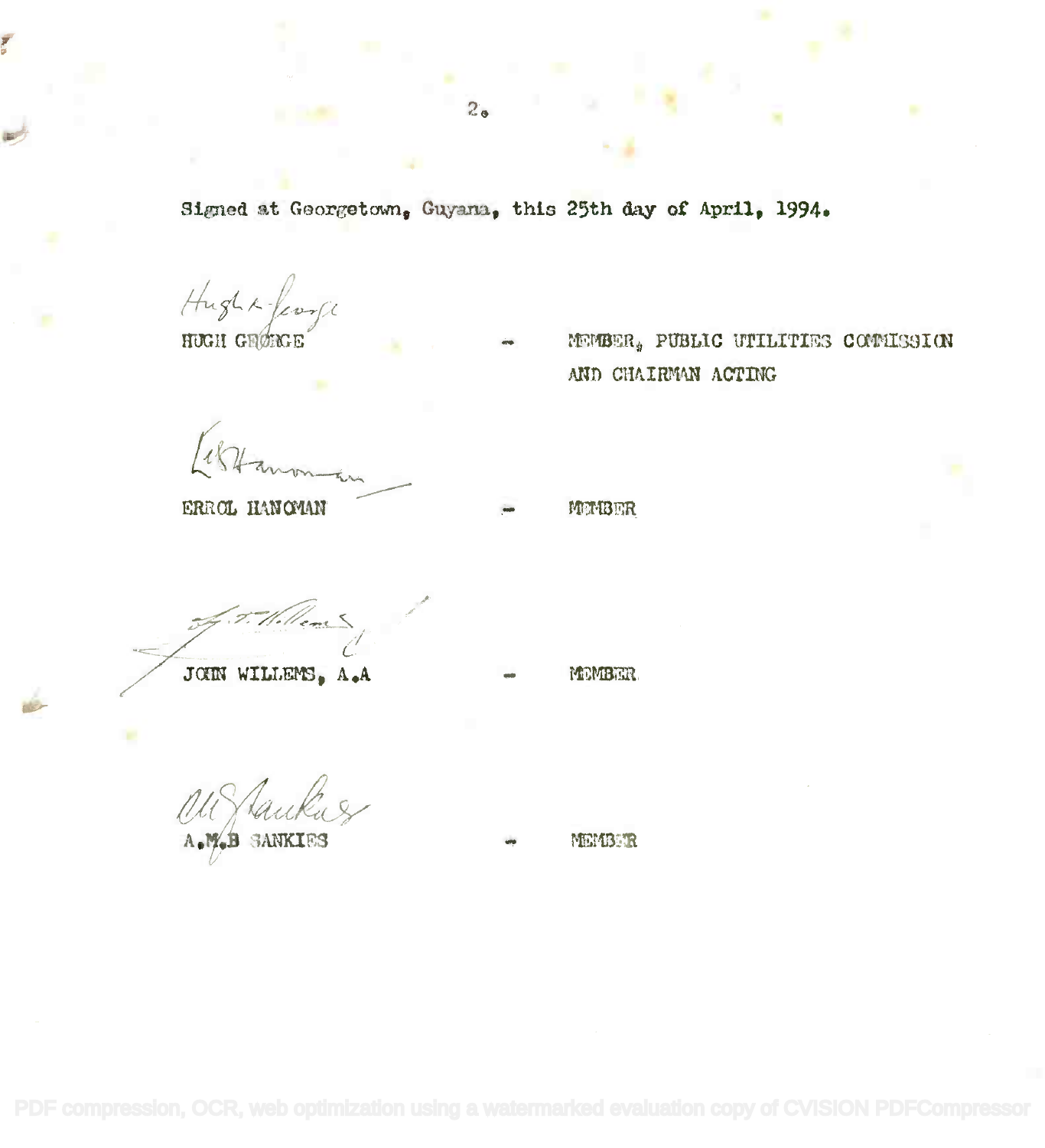Signed at Georgetown, Guyana, this 25th day of April, 1994.

| | | |
|---|---|---|
| HUGH GEORGE | - | MEMBER, PUBLIC UTILITIES COMMISSION AND CHAIRMAN ACTING |
| ERROL HANOMAN | - | MEMBER |
| JOHN WILLEMS, A.A | - | MEMBER |
| A.M.B SANKIES | - | MEMBER |

PDF compression, OCR, web optimization using a watermarked evaluation copy of CVISION PDFCompressor